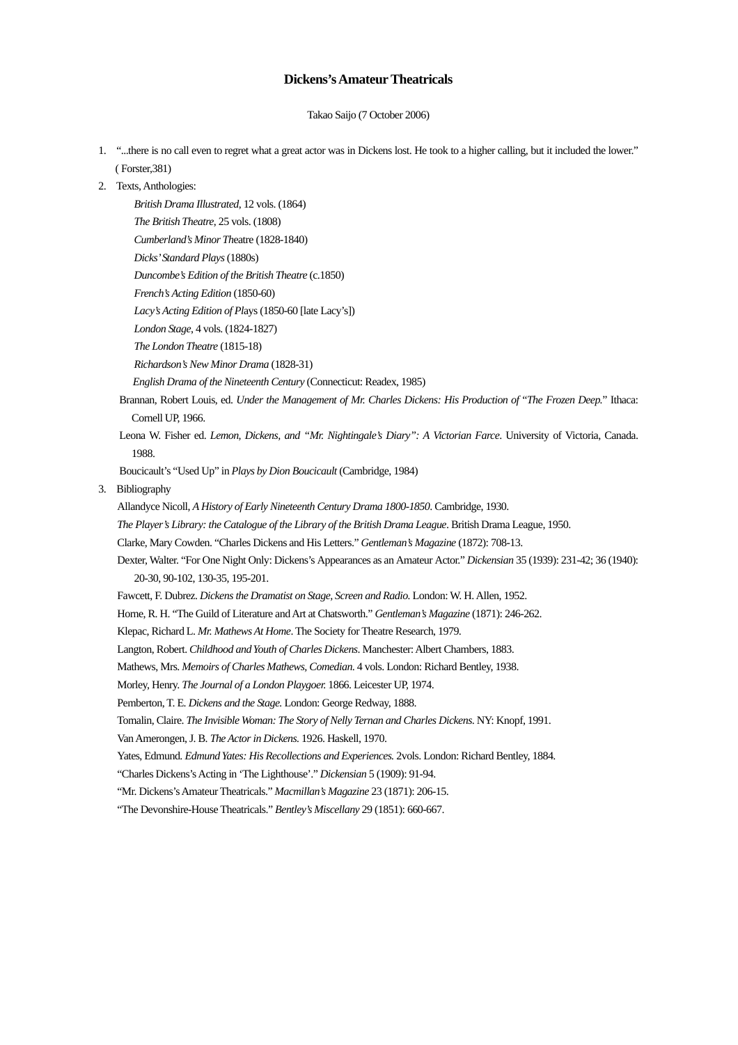# Dickens's Amateur Theatricals

Takao Saijo (7 October 2006)

1. "...there is no call even to regret what a great actor was in Dickens lost. He took to a higher calling, but it included the lower." ( Forster,381)
2. Texts, Anthologies:
   - *British Drama Illustrated*, 12 vols. (1864)
   - *The British Theatre*, 25 vols. (1808)
   - *Cumberland's Minor Th*eatre (1828-1840)
   - *Dicks' Standard Plays* (1880s)
   - *Duncombe's Edition of the British Theatre* (c.1850)
   - *French's Acting Edition* (1850-60)
   - *Lacy's Acting Edition of Pl*ays (1850-60 [late Lacy's])
   - *London Stage*, 4 vols. (1824-1827)
   - *The London Theatre* (1815-18)
   - *Richardson's New Minor Drama* (1828-31)
   - *English Drama of the Nineteenth Century* (Connecticut: Readex, 1985)

   Brannan, Robert Louis, ed. *Under the Management of Mr. Charles Dickens: His Production of "The Frozen Deep."* Ithaca: Cornell UP, 1966.

   Leona W. Fisher ed. *Lemon, Dickens, and "Mr. Nightingale's Diary": A Victorian Farce*. University of Victoria, Canada. 1988.

   Boucicault's "Used Up" in *Plays by Dion Boucicault* (Cambridge, 1984)
3. Bibliography

   Allandyce Nicoll, *A History of Early Nineteenth Century Drama 1800-1850*. Cambridge, 1930.

   *The Player's Library: the Catalogue of the Library of the British Drama League*. British Drama League, 1950.

   Clarke, Mary Cowden. "Charles Dickens and His Letters." *Gentleman's Magazine* (1872): 708-13.

   Dexter, Walter. "For One Night Only: Dickens's Appearances as an Amateur Actor." *Dickensian* 35 (1939): 231-42; 36 (1940): 20-30, 90-102, 130-35, 195-201.

   Fawcett, F. Dubrez. *Dickens the Dramatist on Stage, Screen and Radio.* London: W. H. Allen, 1952.

   Horne, R. H. "The Guild of Literature and Art at Chatsworth." *Gentleman's Magazine* (1871): 246-262.

   Klepac, Richard L. *Mr. Mathews At Home*. The Society for Theatre Research, 1979.

   Langton, Robert. *Childhood and Youth of Charles Dickens*. Manchester: Albert Chambers, 1883.

   Mathews, Mrs. *Memoirs of Charles Mathews, Comedian*. 4 vols. London: Richard Bentley, 1938.

   Morley, Henry. *The Journal of a London Playgoer.* 1866. Leicester UP, 1974.

   Pemberton, T. E. *Dickens and the Stage.* London: George Redway, 1888.

   Tomalin, Claire. *The Invisible Woman: The Story of Nelly Ternan and Charles Dickens*. NY: Knopf, 1991.

   Van Amerongen, J. B. *The Actor in Dickens.* 1926. Haskell, 1970.

   Yates, Edmund. *Edmund Yates: His Recollections and Experiences.* 2vols. London: Richard Bentley, 1884.

   "Charles Dickens's Acting in 'The Lighthouse'." *Dickensian* 5 (1909): 91-94.

   "Mr. Dickens's Amateur Theatricals." *Macmillan's Magazine* 23 (1871): 206-15.

   "The Devonshire-House Theatricals." *Bentley's Miscellany* 29 (1851): 660-667.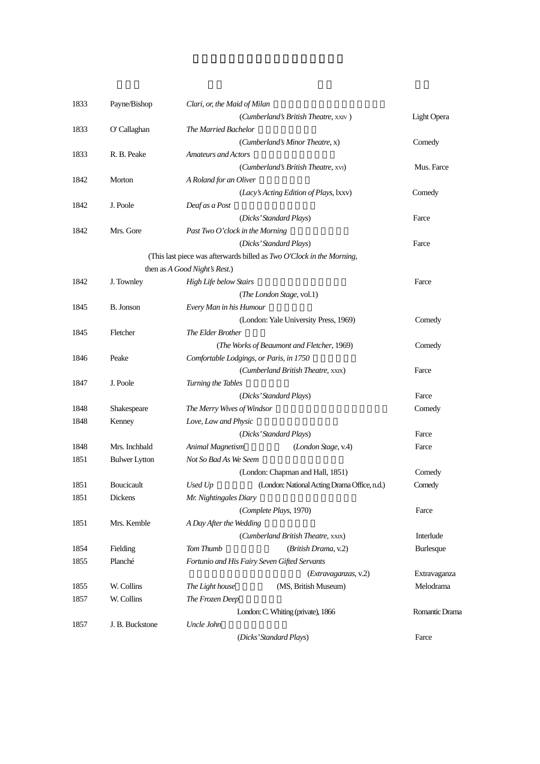| | | | |
|---|---|---|---|
| 1833 | Payne/Bishop | *Clari, or, the Maid of Milan* (*Cumberland's British Theatre*, XXIV ) | Light Opera |
| 1833 | O' Callaghan | *The Married Bachelor* (*Cumberland's Minor Theatre*, x) | Comedy |
| 1833 | R. B. Peake | *Amateurs and Actors* (*Cumberland's British Theatre*, XVI) | Mus. Farce |
| 1842 | Morton | *A Roland for an Oliver* (*Lacy's Acting Edition of Plays*, lxxv) | Comedy |
| 1842 | J. Poole | *Deaf as a Post* (*Dicks' Standard Plays*) | Farce |
| 1842 | Mrs. Gore | *Past Two O'clock in the Morning* (*Dicks' Standard Plays*) (This last piece was afterwards billed as *Two O'Clock in the Morning*, then as *A Good Night's Rest*.) | Farce |
| 1842 | J. Townley | *High Life below Stairs* (*The London Stage*, vol.1) | Farce |
| 1845 | B. Jonson | *Every Man in his Humour* (London: Yale University Press, 1969) | Comedy |
| 1845 | Fletcher | *The Elder Brother* (*The Works of Beaumont and Fletcher*, 1969) | Comedy |
| 1846 | Peake | *Comfortable Lodgings, or Paris, in 1750* (*Cumberland British Theatre*, XXIX) | Farce |
| 1847 | J. Poole | *Turning the Tables* (*Dicks' Standard Plays*) | Farce |
| 1848 | Shakespeare | *The Merry Wives of Windsor* | Comedy |
| 1848 | Kenney | *Love, Law and Physic* (*Dicks' Standard Plays*) | Farce |
| 1848 | Mrs. Inchbald | *Animal Magnetism* (*London Stage*, v.4) | Farce |
| 1851 | Bulwer Lytton | *Not So Bad As We Seem* (London: Chapman and Hall, 1851) | Comedy |
| 1851 | Boucicault | *Used Up* (London: National Acting Drama Office, n.d.) | Comedy |
| 1851 | Dickens | *Mr. Nightingales Diary* (*Complete Plays*, 1970) | Farce |
| 1851 | Mrs. Kemble | *A Day After the Wedding* (*Cumberland British Theatre*, XXIX) | Interlude |
| 1854 | Fielding | *Tom Thumb* (*British Drama*, v.2) | Burlesque |
| 1855 | Planché | *Fortunio and His Fairy Seven Gifted Servants* (*Extravaganzas*, v.2) | Extravaganza |
| 1855 | W. Collins | *The Light house* (MS, British Museum) | Melodrama |
| 1857 | W. Collins | *The Frozen Deep* London: C. Whiting (private), 1866 | Romantic Drama |
| 1857 | J. B. Buckstone | *Uncle John* (*Dicks' Standard Plays*) | Farce |